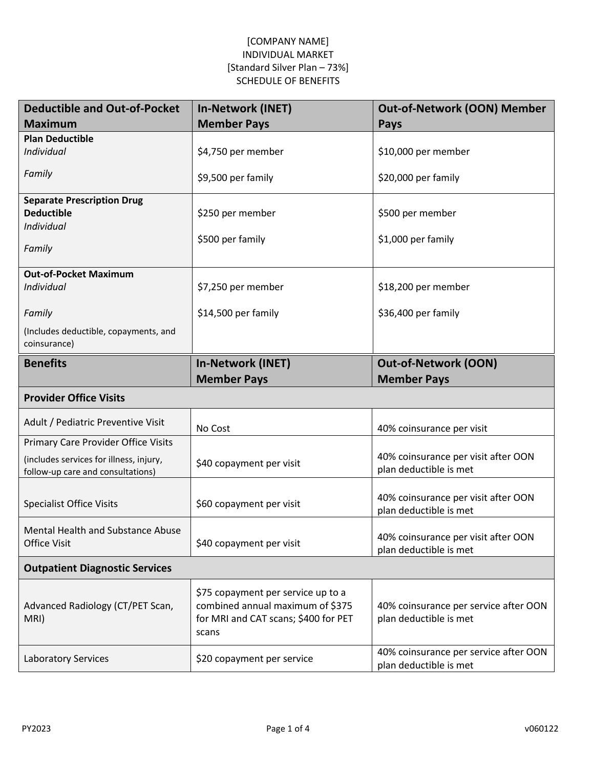[COMPANY NAME]
INDIVIDUAL MARKET
[Standard Silver Plan – 73%]
SCHEDULE OF BENEFITS

| Deductible and Out-of-Pocket Maximum | In-Network (INET) Member Pays | Out-of-Network (OON) Member Pays |
|---|---|---|
| **Plan Deductible**<br>*Individual*<br>*Family* | $4,750 per member<br>$9,500 per family | $10,000 per member<br>$20,000 per family |
| **Separate Prescription Drug Deductible**<br>*Individual*<br>*Family* | $250 per member<br>$500 per family | $500 per member<br>$1,000 per family |
| **Out-of-Pocket Maximum**<br>*Individual*<br>*Family*<br>(Includes deductible, copayments, and coinsurance) | $7,250 per member<br>$14,500 per family | $18,200 per member<br>$36,400 per family |

| Benefits | In-Network (INET) Member Pays | Out-of-Network (OON) Member Pays |
|---|---|---|
| **Provider Office Visits** | | |
| Adult / Pediatric Preventive Visit | No Cost | 40% coinsurance per visit |
| Primary Care Provider Office Visits<br>(includes services for illness, injury, follow-up care and consultations) | $40 copayment per visit | 40% coinsurance per visit after OON plan deductible is met |
| Specialist Office Visits | $60 copayment per visit | 40% coinsurance per visit after OON plan deductible is met |
| Mental Health and Substance Abuse Office Visit | $40 copayment per visit | 40% coinsurance per visit after OON plan deductible is met |
| **Outpatient Diagnostic Services** | | |
| Advanced Radiology (CT/PET Scan, MRI) | $75 copayment per service up to a combined annual maximum of $375 for MRI and CAT scans; $400 for PET scans | 40% coinsurance per service after OON plan deductible is met |
| Laboratory Services | $20 copayment per service | 40% coinsurance per service after OON plan deductible is met |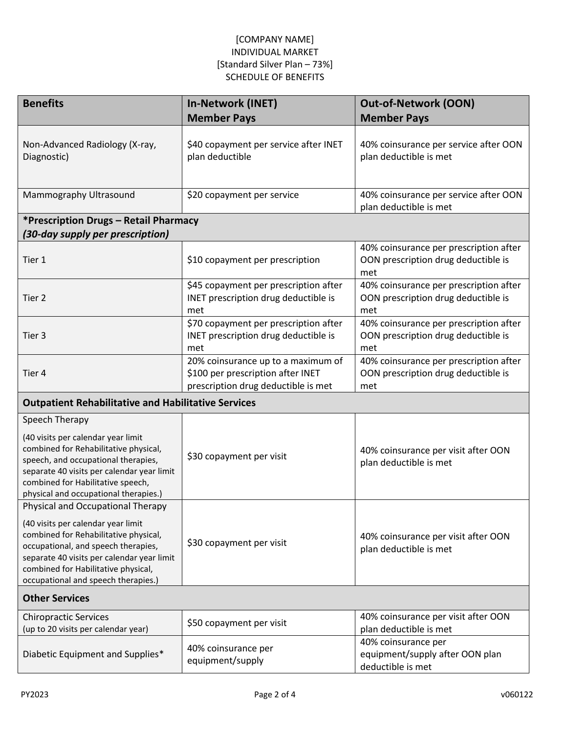[COMPANY NAME]
INDIVIDUAL MARKET
[Standard Silver Plan – 73%]
SCHEDULE OF BENEFITS

| Benefits | In-Network (INET) Member Pays | Out-of-Network (OON) Member Pays |
|---|---|---|
| Non-Advanced Radiology (X-ray, Diagnostic) | $40 copayment per service after INET plan deductible | 40% coinsurance per service after OON plan deductible is met |
| Mammography Ultrasound | $20 copayment per service | 40% coinsurance per service after OON plan deductible is met |
| ***Prescription Drugs – Retail Pharmacy** ***(30-day supply per prescription)*** | | |
| Tier 1 | $10 copayment per prescription | 40% coinsurance per prescription after OON prescription drug deductible is met |
| Tier 2 | $45 copayment per prescription after INET prescription drug deductible is met | 40% coinsurance per prescription after OON prescription drug deductible is met |
| Tier 3 | $70 copayment per prescription after INET prescription drug deductible is met | 40% coinsurance per prescription after OON prescription drug deductible is met |
| Tier 4 | 20% coinsurance up to a maximum of $100 per prescription after INET prescription drug deductible is met | 40% coinsurance per prescription after OON prescription drug deductible is met |
| **Outpatient Rehabilitative and Habilitative Services** | | |
| Speech Therapy (40 visits per calendar year limit combined for Rehabilitative physical, speech, and occupational therapies, separate 40 visits per calendar year limit combined for Habilitative speech, physical and occupational therapies.) | $30 copayment per visit | 40% coinsurance per visit after OON plan deductible is met |
| Physical and Occupational Therapy (40 visits per calendar year limit combined for Rehabilitative physical, occupational, and speech therapies, separate 40 visits per calendar year limit combined for Habilitative physical, occupational and speech therapies.) | $30 copayment per visit | 40% coinsurance per visit after OON plan deductible is met |
| **Other Services** | | |
| Chiropractic Services (up to 20 visits per calendar year) | $50 copayment per visit | 40% coinsurance per visit after OON plan deductible is met |
| Diabetic Equipment and Supplies* | 40% coinsurance per equipment/supply | 40% coinsurance per equipment/supply after OON plan deductible is met |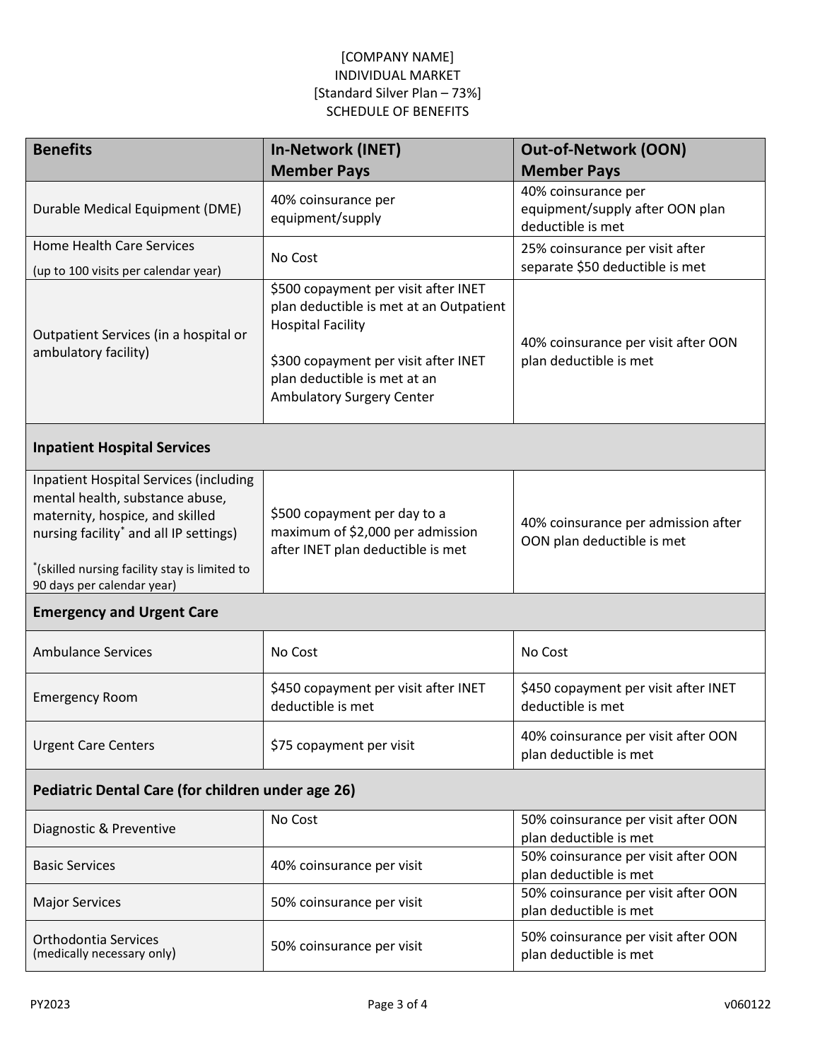[COMPANY NAME]
INDIVIDUAL MARKET
[Standard Silver Plan – 73%]
SCHEDULE OF BENEFITS

| **Benefits** | **In-Network (INET) Member Pays** | **Out-of-Network (OON) Member Pays** |
|---|---|---|
| Durable Medical Equipment (DME) | 40% coinsurance per equipment/supply | 40% coinsurance per equipment/supply after OON plan deductible is met |
| Home Health Care Services (up to 100 visits per calendar year) | No Cost | 25% coinsurance per visit after separate $50 deductible is met |
| Outpatient Services (in a hospital or ambulatory facility) | $500 copayment per visit after INET plan deductible is met at an Outpatient Hospital Facility<br><br>$300 copayment per visit after INET plan deductible is met at an Ambulatory Surgery Center | 40% coinsurance per visit after OON plan deductible is met |
| **Inpatient Hospital Services** | | |
| Inpatient Hospital Services (including mental health, substance abuse, maternity, hospice, and skilled nursing facility* and all IP settings)<br><br>*(skilled nursing facility stay is limited to 90 days per calendar year) | $500 copayment per day to a maximum of $2,000 per admission after INET plan deductible is met | 40% coinsurance per admission after OON plan deductible is met |
| **Emergency and Urgent Care** | | |
| Ambulance Services | No Cost | No Cost |
| Emergency Room | $450 copayment per visit after INET deductible is met | $450 copayment per visit after INET deductible is met |
| Urgent Care Centers | $75 copayment per visit | 40% coinsurance per visit after OON plan deductible is met |
| **Pediatric Dental Care (for children under age 26)** | | |
| Diagnostic & Preventive | No Cost | 50% coinsurance per visit after OON plan deductible is met |
| Basic Services | 40% coinsurance per visit | 50% coinsurance per visit after OON plan deductible is met |
| Major Services | 50% coinsurance per visit | 50% coinsurance per visit after OON plan deductible is met |
| Orthodontia Services (medically necessary only) | 50% coinsurance per visit | 50% coinsurance per visit after OON plan deductible is met |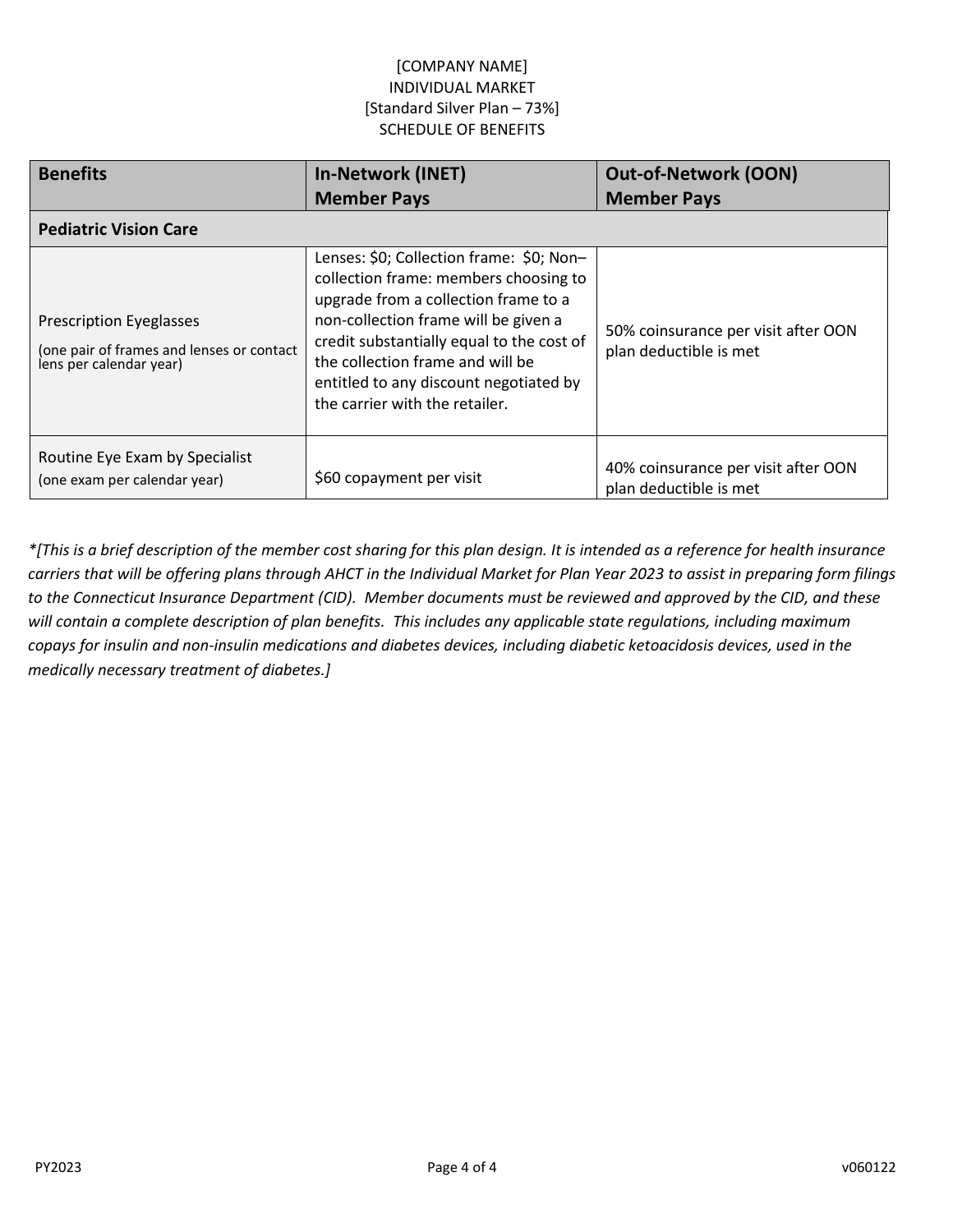[COMPANY NAME]
INDIVIDUAL MARKET
[Standard Silver Plan – 73%]
SCHEDULE OF BENEFITS

| Benefits | In-Network (INET) Member Pays | Out-of-Network (OON) Member Pays |
|---|---|---|
| **Pediatric Vision Care** | | |
| Prescription Eyeglasses (one pair of frames and lenses or contact lens per calendar year) | Lenses: $0; Collection frame: $0; Non–collection frame: members choosing to upgrade from a collection frame to a non-collection frame will be given a credit substantially equal to the cost of the collection frame and will be entitled to any discount negotiated by the carrier with the retailer. | 50% coinsurance per visit after OON plan deductible is met |
| Routine Eye Exam by Specialist (one exam per calendar year) | $60 copayment per visit | 40% coinsurance per visit after OON plan deductible is met |

*\*[This is a brief description of the member cost sharing for this plan design. It is intended as a reference for health insurance carriers that will be offering plans through AHCT in the Individual Market for Plan Year 2023 to assist in preparing form filings to the Connecticut Insurance Department (CID). Member documents must be reviewed and approved by the CID, and these will contain a complete description of plan benefits. This includes any applicable state regulations, including maximum copays for insulin and non-insulin medications and diabetes devices, including diabetic ketoacidosis devices, used in the medically necessary treatment of diabetes.]*